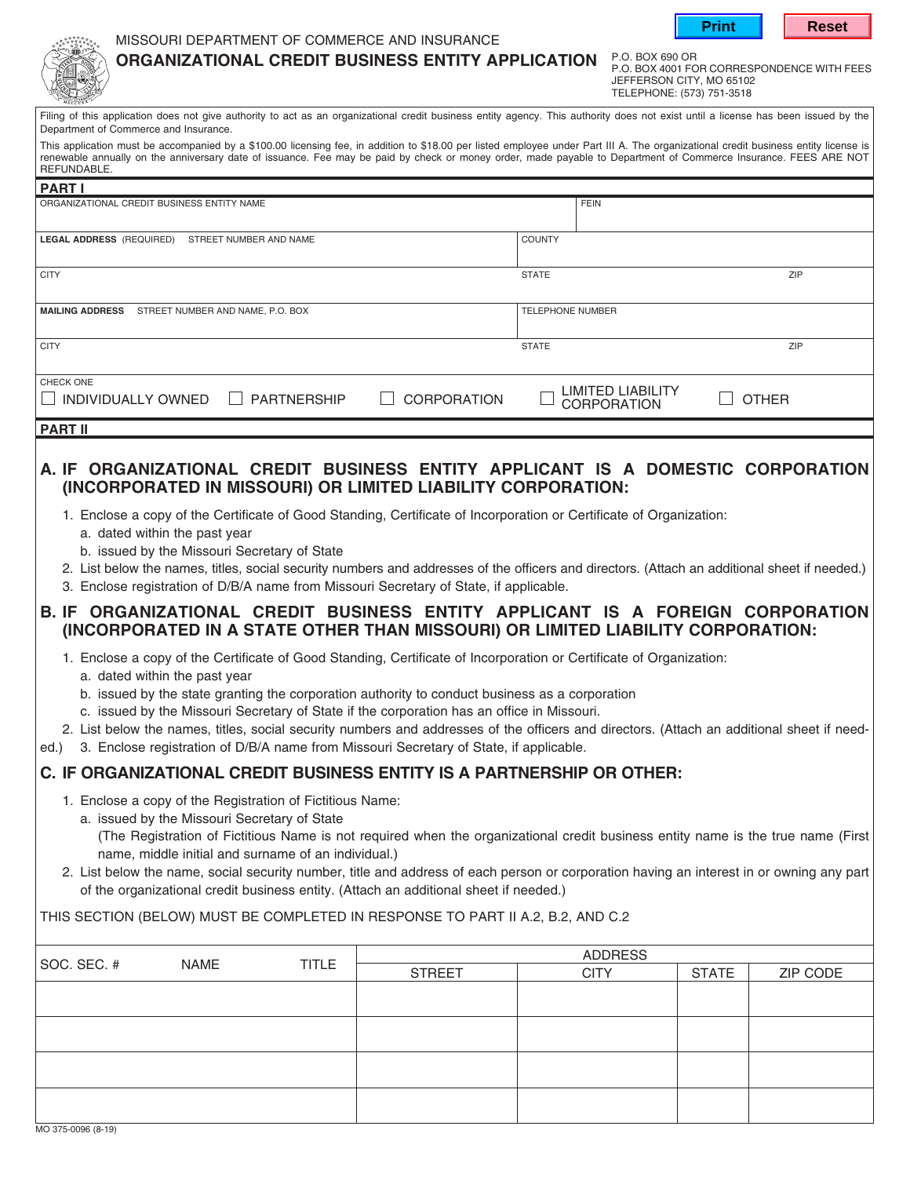MISSOURI DEPARTMENT OF COMMERCE AND INSURANCE

# ORGANIZATIONAL CREDIT BUSINESS ENTITY APPLICATION

P.O. BOX 690 OR
P.O. BOX 4001 FOR CORRESPONDENCE WITH FEES
JEFFERSON CITY, MO 65102
TELEPHONE: (573) 751-3518

Filing of this application does not give authority to act as an organizational credit business entity agency. This authority does not exist until a license has been issued by the Department of Commerce and Insurance.

This application must be accompanied by a $100.00 licensing fee, in addition to $18.00 per listed employee under Part III A. The organizational credit business entity license is renewable annually on the anniversary date of issuance. Fee may be paid by check or money order, made payable to Department of Commerce Insurance. FEES ARE NOT REFUNDABLE.

## PART I

| ORGANIZATIONAL CREDIT BUSINESS ENTITY NAME | | FEIN |
|---|---|---|
| **LEGAL ADDRESS** (REQUIRED) STREET NUMBER AND NAME | COUNTY | |
| CITY | STATE | ZIP |
| **MAILING ADDRESS** STREET NUMBER AND NAME, P.O. BOX | TELEPHONE NUMBER | |
| CITY | STATE | ZIP |

CHECK ONE

☐ INDIVIDUALLY OWNED ☐ PARTNERSHIP ☐ CORPORATION ☐ LIMITED LIABILITY CORPORATION ☐ OTHER

## PART II

### A. IF ORGANIZATIONAL CREDIT BUSINESS ENTITY APPLICANT IS A DOMESTIC CORPORATION (INCORPORATED IN MISSOURI) OR LIMITED LIABILITY CORPORATION:

1. Enclose a copy of the Certificate of Good Standing, Certificate of Incorporation or Certificate of Organization:
   a. dated within the past year
   b. issued by the Missouri Secretary of State
2. List below the names, titles, social security numbers and addresses of the officers and directors. (Attach an additional sheet if needed.)
3. Enclose registration of D/B/A name from Missouri Secretary of State, if applicable.

### B. IF ORGANIZATIONAL CREDIT BUSINESS ENTITY APPLICANT IS A FOREIGN CORPORATION (INCORPORATED IN A STATE OTHER THAN MISSOURI) OR LIMITED LIABILITY CORPORATION:

1. Enclose a copy of the Certificate of Good Standing, Certificate of Incorporation or Certificate of Organization:
   a. dated within the past year
   b. issued by the state granting the corporation authority to conduct business as a corporation
   c. issued by the Missouri Secretary of State if the corporation has an office in Missouri.
2. List below the names, titles, social security numbers and addresses of the officers and directors. (Attach an additional sheet if needed.)
3. Enclose registration of D/B/A name from Missouri Secretary of State, if applicable.

### C. IF ORGANIZATIONAL CREDIT BUSINESS ENTITY IS A PARTNERSHIP OR OTHER:

1. Enclose a copy of the Registration of Fictitious Name:
   a. issued by the Missouri Secretary of State
   (The Registration of Fictitious Name is not required when the organizational credit business entity name is the true name (First name, middle initial and surname of an individual.)
2. List below the name, social security number, title and address of each person or corporation having an interest in or owning any part of the organizational credit business entity. (Attach an additional sheet if needed.)

THIS SECTION (BELOW) MUST BE COMPLETED IN RESPONSE TO PART II A.2, B.2, AND C.2

| SOC. SEC. # | NAME | TITLE | ADDRESS | | | |
|---|---|---|---|---|---|---|
| | | | STREET | CITY | STATE | ZIP CODE |
| | | | | | | |
| | | | | | | |
| | | | | | | |
| | | | | | | |

MO 375-0096 (8-19)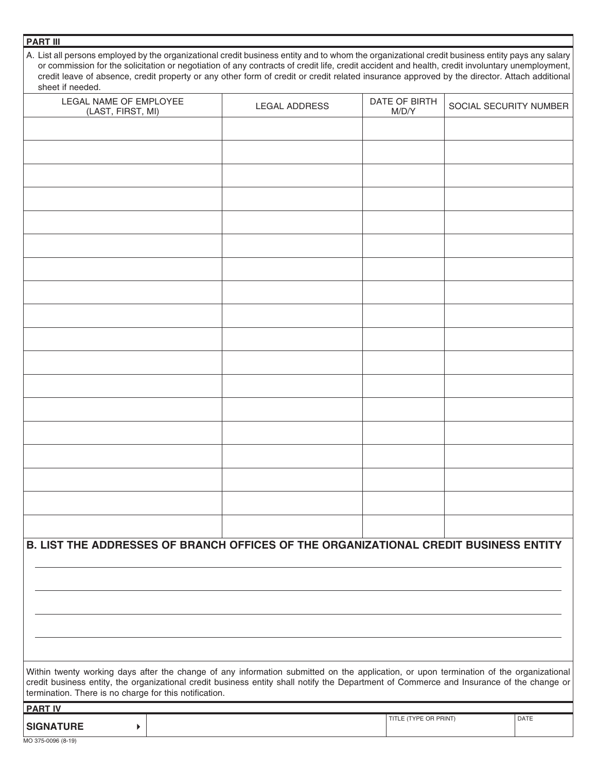**PART III**

A. List all persons employed by the organizational credit business entity and to whom the organizational credit business entity pays any salary or commission for the solicitation or negotiation of any contracts of credit life, credit accident and health, credit involuntary unemployment, credit leave of absence, credit property or any other form of credit or credit related insurance approved by the director. Attach additional sheet if needed.

| LEGAL NAME OF EMPLOYEE (LAST, FIRST, MI) | LEGAL ADDRESS | DATE OF BIRTH M/D/Y | SOCIAL SECURITY NUMBER |
|---|---|---|---|
| | | | |
| | | | |
| | | | |
| | | | |
| | | | |
| | | | |
| | | | |
| | | | |
| | | | |
| | | | |
| | | | |
| | | | |
| | | | |
| | | | |
| | | | |
| | | | |
| | | | |
| | | | |

## B. LIST THE ADDRESSES OF BRANCH OFFICES OF THE ORGANIZATIONAL CREDIT BUSINESS ENTITY

Within twenty working days after the change of any information submitted on the application, or upon termination of the organizational credit business entity, the organizational credit business entity shall notify the Department of Commerce and Insurance of the change or termination. There is no charge for this notification.

**PART IV**

| **SIGNATURE** ▸ | | TITLE (TYPE OR PRINT) | DATE |
|---|---|---|---|

MO 375-0096 (8-19)